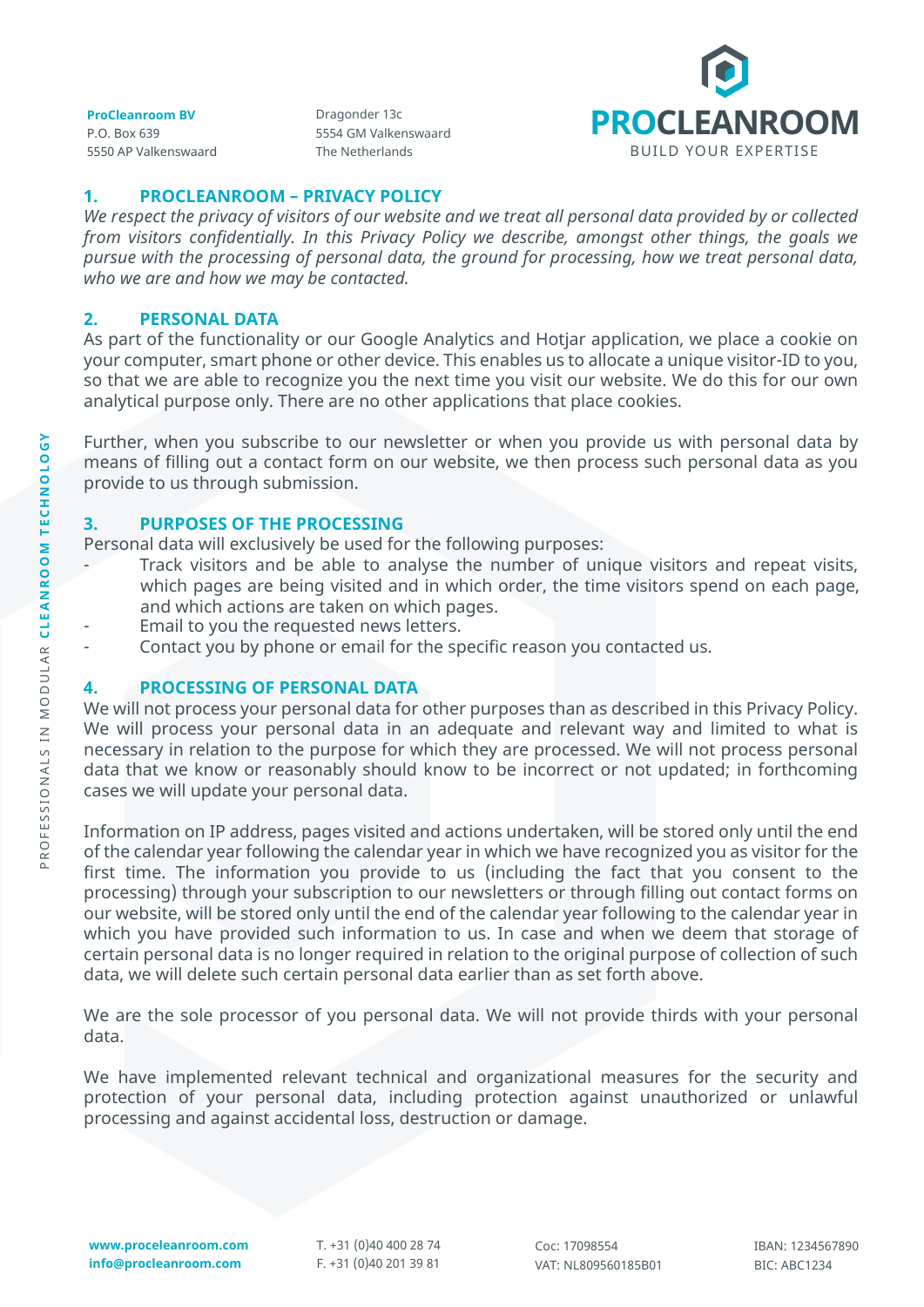**ProCleanroom BV**
P.O. Box 639
5550 AP Valkenswaard

Dragonder 13c
5554 GM Valkenswaard
The Netherlands

PROCLEANROOM
BUILD YOUR EXPERTISE

## 1. PROCLEANROOM – PRIVACY POLICY

*We respect the privacy of visitors of our website and we treat all personal data provided by or collected from visitors confidentially. In this Privacy Policy we describe, amongst other things, the goals we pursue with the processing of personal data, the ground for processing, how we treat personal data, who we are and how we may be contacted.*

## 2. PERSONAL DATA

As part of the functionality or our Google Analytics and Hotjar application, we place a cookie on your computer, smart phone or other device. This enables us to allocate a unique visitor-ID to you, so that we are able to recognize you the next time you visit our website. We do this for our own analytical purpose only. There are no other applications that place cookies.

Further, when you subscribe to our newsletter or when you provide us with personal data by means of filling out a contact form on our website, we then process such personal data as you provide to us through submission.

## 3. PURPOSES OF THE PROCESSING

Personal data will exclusively be used for the following purposes:

- Track visitors and be able to analyse the number of unique visitors and repeat visits, which pages are being visited and in which order, the time visitors spend on each page, and which actions are taken on which pages.
- Email to you the requested news letters.
- Contact you by phone or email for the specific reason you contacted us.

## 4. PROCESSING OF PERSONAL DATA

We will not process your personal data for other purposes than as described in this Privacy Policy. We will process your personal data in an adequate and relevant way and limited to what is necessary in relation to the purpose for which they are processed. We will not process personal data that we know or reasonably should know to be incorrect or not updated; in forthcoming cases we will update your personal data.

Information on IP address, pages visited and actions undertaken, will be stored only until the end of the calendar year following the calendar year in which we have recognized you as visitor for the first time. The information you provide to us (including the fact that you consent to the processing) through your subscription to our newsletters or through filling out contact forms on our website, will be stored only until the end of the calendar year following to the calendar year in which you have provided such information to us. In case and when we deem that storage of certain personal data is no longer required in relation to the original purpose of collection of such data, we will delete such certain personal data earlier than as set forth above.

We are the sole processor of you personal data. We will not provide thirds with your personal data.

We have implemented relevant technical and organizational measures for the security and protection of your personal data, including protection against unauthorized or unlawful processing and against accidental loss, destruction or damage.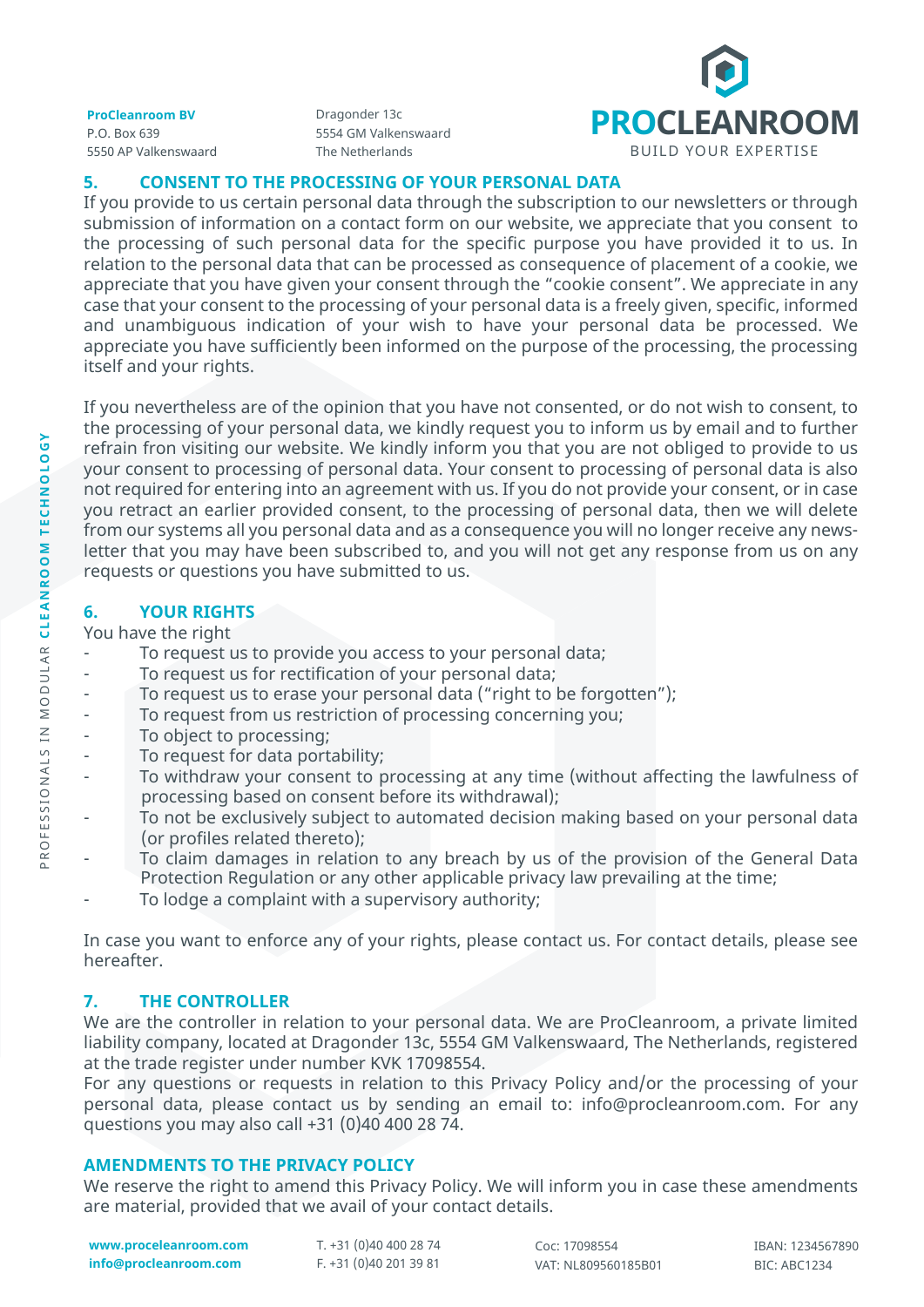## 5. CONSENT TO THE PROCESSING OF YOUR PERSONAL DATA

If you provide to us certain personal data through the subscription to our newsletters or through submission of information on a contact form on our website, we appreciate that you consent to the processing of such personal data for the specific purpose you have provided it to us. In relation to the personal data that can be processed as consequence of placement of a cookie, we appreciate that you have given your consent through the "cookie consent". We appreciate in any case that your consent to the processing of your personal data is a freely given, specific, informed and unambiguous indication of your wish to have your personal data be processed. We appreciate you have sufficiently been informed on the purpose of the processing, the processing itself and your rights.

If you nevertheless are of the opinion that you have not consented, or do not wish to consent, to the processing of your personal data, we kindly request you to inform us by email and to further refrain fron visiting our website. We kindly inform you that you are not obliged to provide to us your consent to processing of personal data. Your consent to processing of personal data is also not required for entering into an agreement with us. If you do not provide your consent, or in case you retract an earlier provided consent, to the processing of personal data, then we will delete from our systems all you personal data and as a consequence you will no longer receive any newsletter that you may have been subscribed to, and you will not get any response from us on any requests or questions you have submitted to us.

## 6. YOUR RIGHTS

You have the right

- To request us to provide you access to your personal data;
- To request us for rectification of your personal data;
- To request us to erase your personal data ("right to be forgotten");
- To request from us restriction of processing concerning you;
- To object to processing;
- To request for data portability;
- To withdraw your consent to processing at any time (without affecting the lawfulness of processing based on consent before its withdrawal);
- To not be exclusively subject to automated decision making based on your personal data (or profiles related thereto);
- To claim damages in relation to any breach by us of the provision of the General Data Protection Regulation or any other applicable privacy law prevailing at the time;
- To lodge a complaint with a supervisory authority;

In case you want to enforce any of your rights, please contact us. For contact details, please see hereafter.

## 7. THE CONTROLLER

We are the controller in relation to your personal data. We are ProCleanroom, a private limited liability company, located at Dragonder 13c, 5554 GM Valkenswaard, The Netherlands, registered at the trade register under number KVK 17098554.
For any questions or requests in relation to this Privacy Policy and/or the processing of your personal data, please contact us by sending an email to: info@procleanroom.com. For any questions you may also call +31 (0)40 400 28 74.

## AMENDMENTS TO THE PRIVACY POLICY

We reserve the right to amend this Privacy Policy. We will inform you in case these amendments are material, provided that we avail of your contact details.